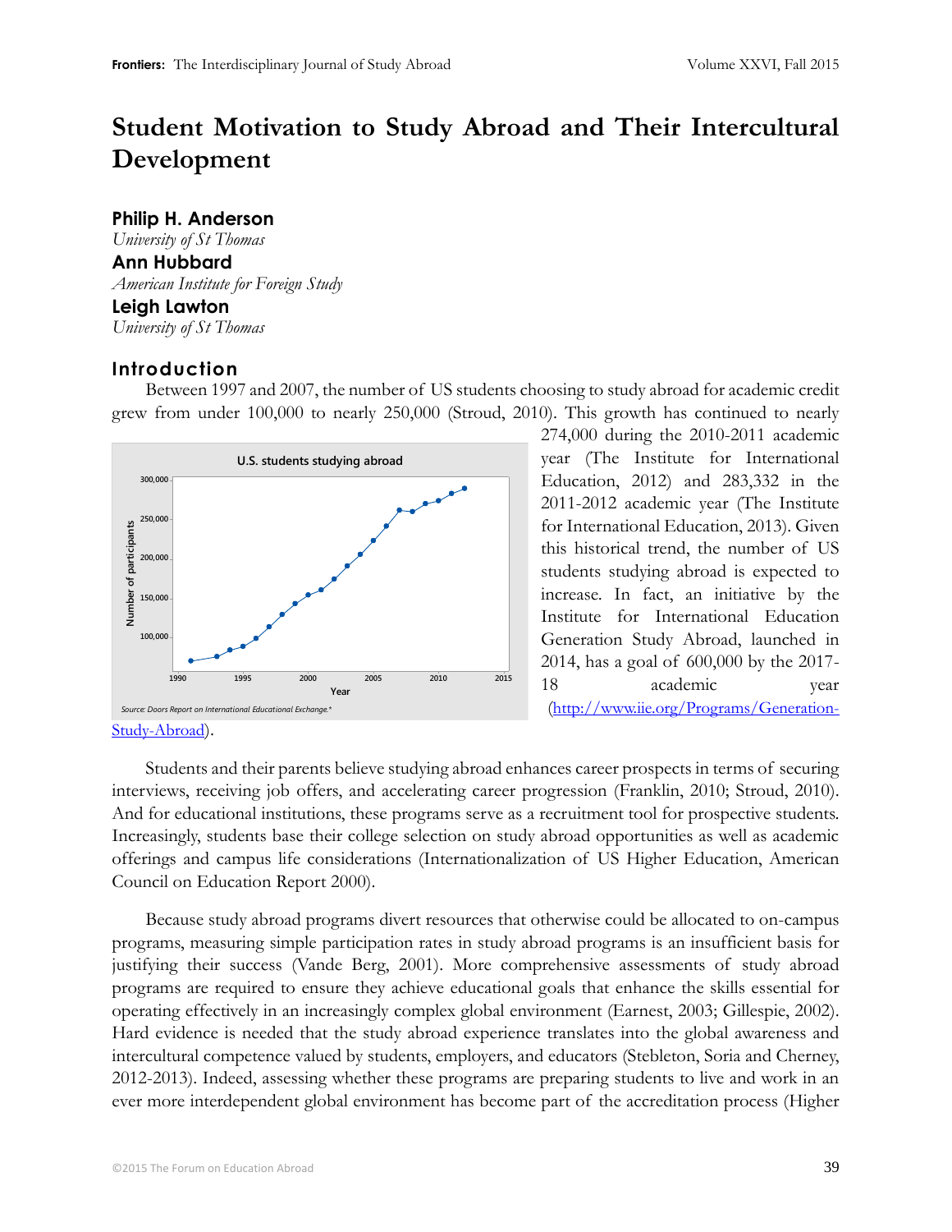# Student Motivation to Study Abroad and Their Intercultural Development

**Philip H. Anderson**
*University of St Thomas*
**Ann Hubbard**
*American Institute for Foreign Study*
**Leigh Lawton**
*University of St Thomas*

## Introduction

Between 1997 and 2007, the number of US students choosing to study abroad for academic credit grew from under 100,000 to nearly 250,000 (Stroud, 2010). This growth has continued to nearly 274,000 during the 2010-2011 academic year (The Institute for International Education, 2012) and 283,332 in the 2011-2012 academic year (The Institute for International Education, 2013). Given this historical trend, the number of US students studying abroad is expected to increase. In fact, an initiative by the Institute for International Education Generation Study Abroad, launched in 2014, has a goal of 600,000 by the 2017-18 academic year (http://www.iie.org/Programs/Generation-Study-Abroad).

Students and their parents believe studying abroad enhances career prospects in terms of securing interviews, receiving job offers, and accelerating career progression (Franklin, 2010; Stroud, 2010). And for educational institutions, these programs serve as a recruitment tool for prospective students. Increasingly, students base their college selection on study abroad opportunities as well as academic offerings and campus life considerations (Internationalization of US Higher Education, American Council on Education Report 2000).

Because study abroad programs divert resources that otherwise could be allocated to on-campus programs, measuring simple participation rates in study abroad programs is an insufficient basis for justifying their success (Vande Berg, 2001). More comprehensive assessments of study abroad programs are required to ensure they achieve educational goals that enhance the skills essential for operating effectively in an increasingly complex global environment (Earnest, 2003; Gillespie, 2002). Hard evidence is needed that the study abroad experience translates into the global awareness and intercultural competence valued by students, employers, and educators (Stebleton, Soria and Cherney, 2012-2013). Indeed, assessing whether these programs are preparing students to live and work in an ever more interdependent global environment has become part of the accreditation process (Higher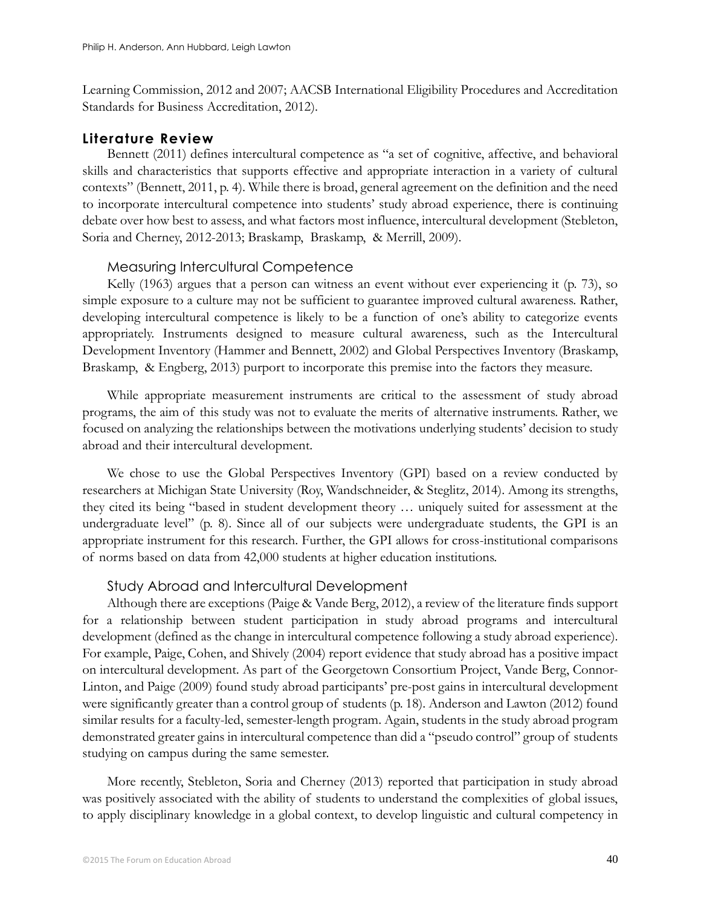Learning Commission, 2012 and 2007; AACSB International Eligibility Procedures and Accreditation Standards for Business Accreditation, 2012).

## Literature Review

Bennett (2011) defines intercultural competence as "a set of cognitive, affective, and behavioral skills and characteristics that supports effective and appropriate interaction in a variety of cultural contexts" (Bennett, 2011, p. 4). While there is broad, general agreement on the definition and the need to incorporate intercultural competence into students' study abroad experience, there is continuing debate over how best to assess, and what factors most influence, intercultural development (Stebleton, Soria and Cherney, 2012-2013; Braskamp, Braskamp, & Merrill, 2009).

### Measuring Intercultural Competence

Kelly (1963) argues that a person can witness an event without ever experiencing it (p. 73), so simple exposure to a culture may not be sufficient to guarantee improved cultural awareness. Rather, developing intercultural competence is likely to be a function of one's ability to categorize events appropriately. Instruments designed to measure cultural awareness, such as the Intercultural Development Inventory (Hammer and Bennett, 2002) and Global Perspectives Inventory (Braskamp, Braskamp, & Engberg, 2013) purport to incorporate this premise into the factors they measure.

While appropriate measurement instruments are critical to the assessment of study abroad programs, the aim of this study was not to evaluate the merits of alternative instruments. Rather, we focused on analyzing the relationships between the motivations underlying students' decision to study abroad and their intercultural development.

We chose to use the Global Perspectives Inventory (GPI) based on a review conducted by researchers at Michigan State University (Roy, Wandschneider, & Steglitz, 2014). Among its strengths, they cited its being "based in student development theory … uniquely suited for assessment at the undergraduate level" (p. 8). Since all of our subjects were undergraduate students, the GPI is an appropriate instrument for this research. Further, the GPI allows for cross-institutional comparisons of norms based on data from 42,000 students at higher education institutions.

### Study Abroad and Intercultural Development

Although there are exceptions (Paige & Vande Berg, 2012), a review of the literature finds support for a relationship between student participation in study abroad programs and intercultural development (defined as the change in intercultural competence following a study abroad experience). For example, Paige, Cohen, and Shively (2004) report evidence that study abroad has a positive impact on intercultural development. As part of the Georgetown Consortium Project, Vande Berg, Connor-Linton, and Paige (2009) found study abroad participants' pre-post gains in intercultural development were significantly greater than a control group of students (p. 18). Anderson and Lawton (2012) found similar results for a faculty-led, semester-length program. Again, students in the study abroad program demonstrated greater gains in intercultural competence than did a "pseudo control" group of students studying on campus during the same semester.

More recently, Stebleton, Soria and Cherney (2013) reported that participation in study abroad was positively associated with the ability of students to understand the complexities of global issues, to apply disciplinary knowledge in a global context, to develop linguistic and cultural competency in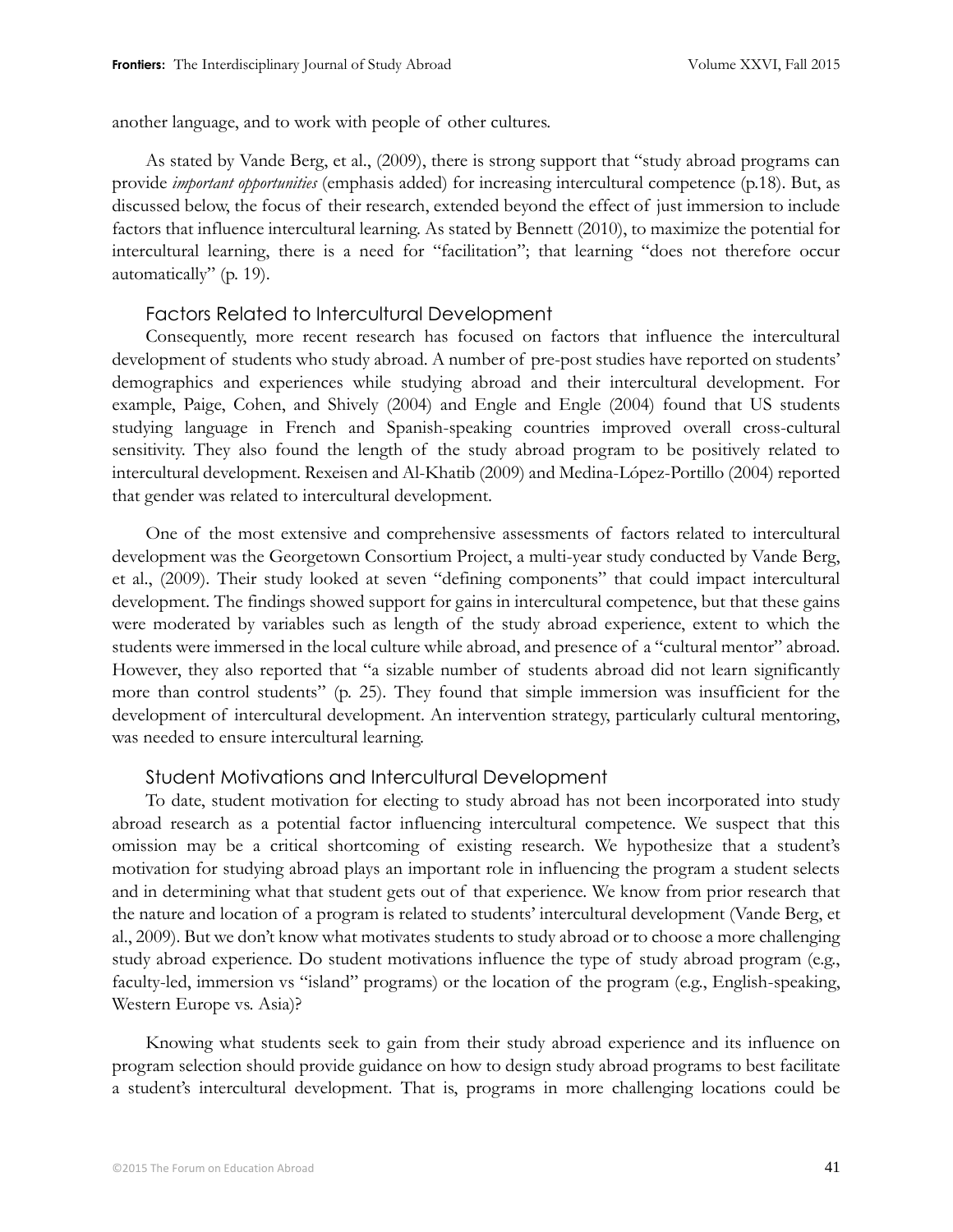another language, and to work with people of other cultures.

As stated by Vande Berg, et al., (2009), there is strong support that "study abroad programs can provide *important opportunities* (emphasis added) for increasing intercultural competence (p.18). But, as discussed below, the focus of their research, extended beyond the effect of just immersion to include factors that influence intercultural learning. As stated by Bennett (2010), to maximize the potential for intercultural learning, there is a need for "facilitation"; that learning "does not therefore occur automatically" (p. 19).

### Factors Related to Intercultural Development

Consequently, more recent research has focused on factors that influence the intercultural development of students who study abroad. A number of pre-post studies have reported on students' demographics and experiences while studying abroad and their intercultural development. For example, Paige, Cohen, and Shively (2004) and Engle and Engle (2004) found that US students studying language in French and Spanish-speaking countries improved overall cross-cultural sensitivity. They also found the length of the study abroad program to be positively related to intercultural development. Rexeisen and Al-Khatib (2009) and Medina-López-Portillo (2004) reported that gender was related to intercultural development.

One of the most extensive and comprehensive assessments of factors related to intercultural development was the Georgetown Consortium Project, a multi-year study conducted by Vande Berg, et al., (2009). Their study looked at seven "defining components" that could impact intercultural development. The findings showed support for gains in intercultural competence, but that these gains were moderated by variables such as length of the study abroad experience, extent to which the students were immersed in the local culture while abroad, and presence of a "cultural mentor" abroad. However, they also reported that "a sizable number of students abroad did not learn significantly more than control students" (p. 25). They found that simple immersion was insufficient for the development of intercultural development. An intervention strategy, particularly cultural mentoring, was needed to ensure intercultural learning.

### Student Motivations and Intercultural Development

To date, student motivation for electing to study abroad has not been incorporated into study abroad research as a potential factor influencing intercultural competence. We suspect that this omission may be a critical shortcoming of existing research. We hypothesize that a student's motivation for studying abroad plays an important role in influencing the program a student selects and in determining what that student gets out of that experience. We know from prior research that the nature and location of a program is related to students' intercultural development (Vande Berg, et al., 2009). But we don't know what motivates students to study abroad or to choose a more challenging study abroad experience. Do student motivations influence the type of study abroad program (e.g., faculty-led, immersion vs "island" programs) or the location of the program (e.g., English-speaking, Western Europe vs. Asia)?

Knowing what students seek to gain from their study abroad experience and its influence on program selection should provide guidance on how to design study abroad programs to best facilitate a student's intercultural development. That is, programs in more challenging locations could be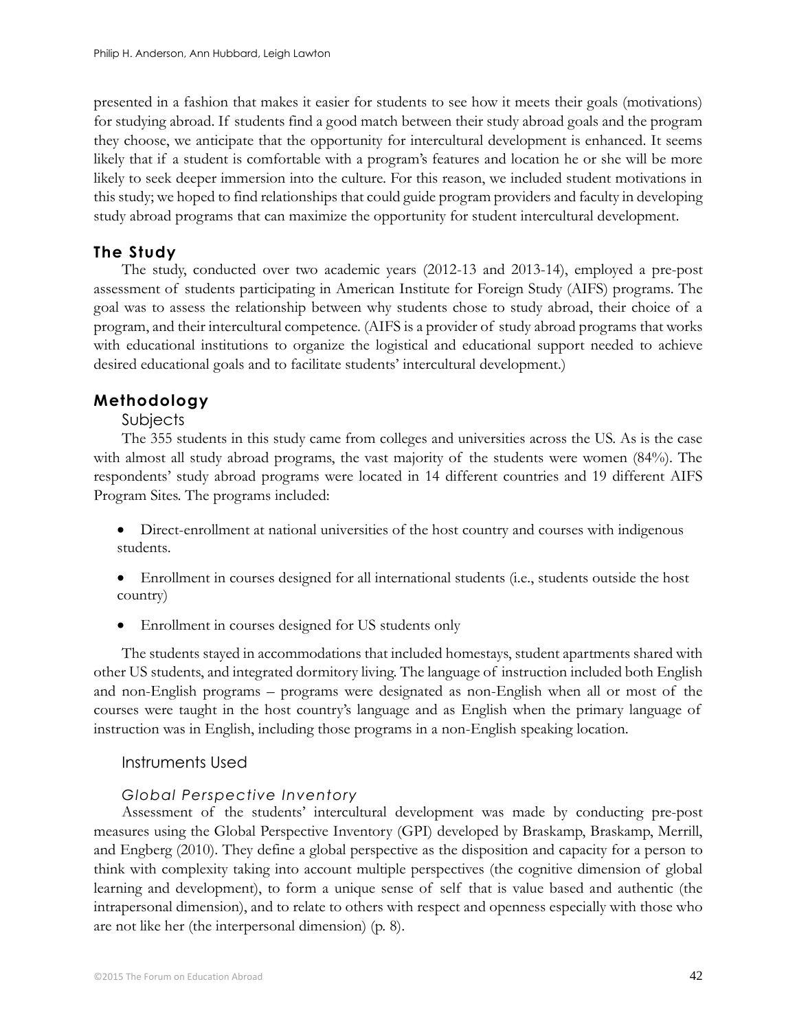presented in a fashion that makes it easier for students to see how it meets their goals (motivations) for studying abroad. If students find a good match between their study abroad goals and the program they choose, we anticipate that the opportunity for intercultural development is enhanced. It seems likely that if a student is comfortable with a program's features and location he or she will be more likely to seek deeper immersion into the culture. For this reason, we included student motivations in this study; we hoped to find relationships that could guide program providers and faculty in developing study abroad programs that can maximize the opportunity for student intercultural development.

## The Study

The study, conducted over two academic years (2012-13 and 2013-14), employed a pre-post assessment of students participating in American Institute for Foreign Study (AIFS) programs. The goal was to assess the relationship between why students chose to study abroad, their choice of a program, and their intercultural competence. (AIFS is a provider of study abroad programs that works with educational institutions to organize the logistical and educational support needed to achieve desired educational goals and to facilitate students' intercultural development.)

## Methodology

### Subjects

The 355 students in this study came from colleges and universities across the US. As is the case with almost all study abroad programs, the vast majority of the students were women (84%). The respondents' study abroad programs were located in 14 different countries and 19 different AIFS Program Sites. The programs included:

- Direct-enrollment at national universities of the host country and courses with indigenous students.
- Enrollment in courses designed for all international students (i.e., students outside the host country)
- Enrollment in courses designed for US students only

The students stayed in accommodations that included homestays, student apartments shared with other US students, and integrated dormitory living. The language of instruction included both English and non-English programs – programs were designated as non-English when all or most of the courses were taught in the host country's language and as English when the primary language of instruction was in English, including those programs in a non-English speaking location.

### Instruments Used

#### *Global Perspective Inventory*

Assessment of the students' intercultural development was made by conducting pre-post measures using the Global Perspective Inventory (GPI) developed by Braskamp, Braskamp, Merrill, and Engberg (2010). They define a global perspective as the disposition and capacity for a person to think with complexity taking into account multiple perspectives (the cognitive dimension of global learning and development), to form a unique sense of self that is value based and authentic (the intrapersonal dimension), and to relate to others with respect and openness especially with those who are not like her (the interpersonal dimension) (p. 8).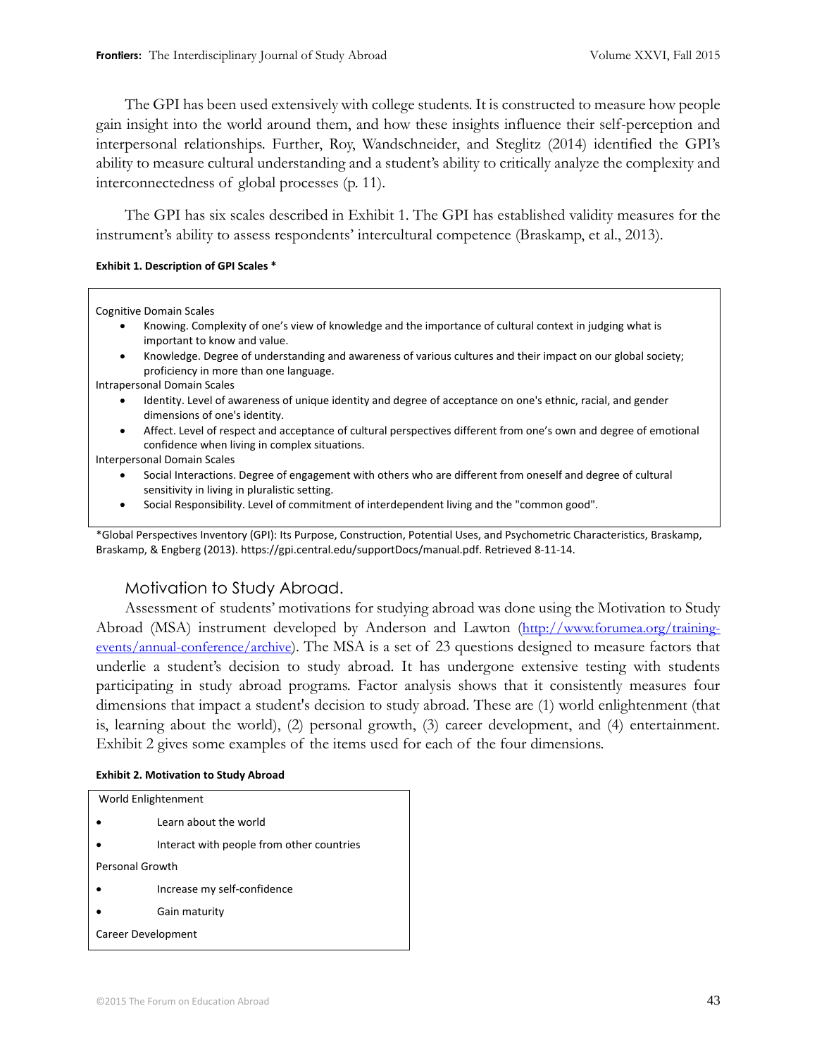The GPI has been used extensively with college students. It is constructed to measure how people gain insight into the world around them, and how these insights influence their self-perception and interpersonal relationships. Further, Roy, Wandschneider, and Steglitz (2014) identified the GPI's ability to measure cultural understanding and a student's ability to critically analyze the complexity and interconnectedness of global processes (p. 11).

The GPI has six scales described in Exhibit 1. The GPI has established validity measures for the instrument's ability to assess respondents' intercultural competence (Braskamp, et al., 2013).

**Exhibit 1. Description of GPI Scales ***

Cognitive Domain Scales

- Knowing. Complexity of one's view of knowledge and the importance of cultural context in judging what is important to know and value.
- Knowledge. Degree of understanding and awareness of various cultures and their impact on our global society; proficiency in more than one language.

Intrapersonal Domain Scales

- Identity. Level of awareness of unique identity and degree of acceptance on one's ethnic, racial, and gender dimensions of one's identity.
- Affect. Level of respect and acceptance of cultural perspectives different from one's own and degree of emotional confidence when living in complex situations.

Interpersonal Domain Scales

- Social Interactions. Degree of engagement with others who are different from oneself and degree of cultural sensitivity in living in pluralistic setting.
- Social Responsibility. Level of commitment of interdependent living and the "common good".

*Global Perspectives Inventory (GPI): Its Purpose, Construction, Potential Uses, and Psychometric Characteristics, Braskamp, Braskamp, & Engberg (2013). https://gpi.central.edu/supportDocs/manual.pdf. Retrieved 8-11-14.

### Motivation to Study Abroad.

Assessment of students' motivations for studying abroad was done using the Motivation to Study Abroad (MSA) instrument developed by Anderson and Lawton (http://www.forumea.org/training-events/annual-conference/archive). The MSA is a set of 23 questions designed to measure factors that underlie a student's decision to study abroad. It has undergone extensive testing with students participating in study abroad programs. Factor analysis shows that it consistently measures four dimensions that impact a student's decision to study abroad. These are (1) world enlightenment (that is, learning about the world), (2) personal growth, (3) career development, and (4) entertainment. Exhibit 2 gives some examples of the items used for each of the four dimensions.

**Exhibit 2. Motivation to Study Abroad**

World Enlightenment

- Learn about the world
- Interact with people from other countries

Personal Growth

- Increase my self-confidence
- Gain maturity

Career Development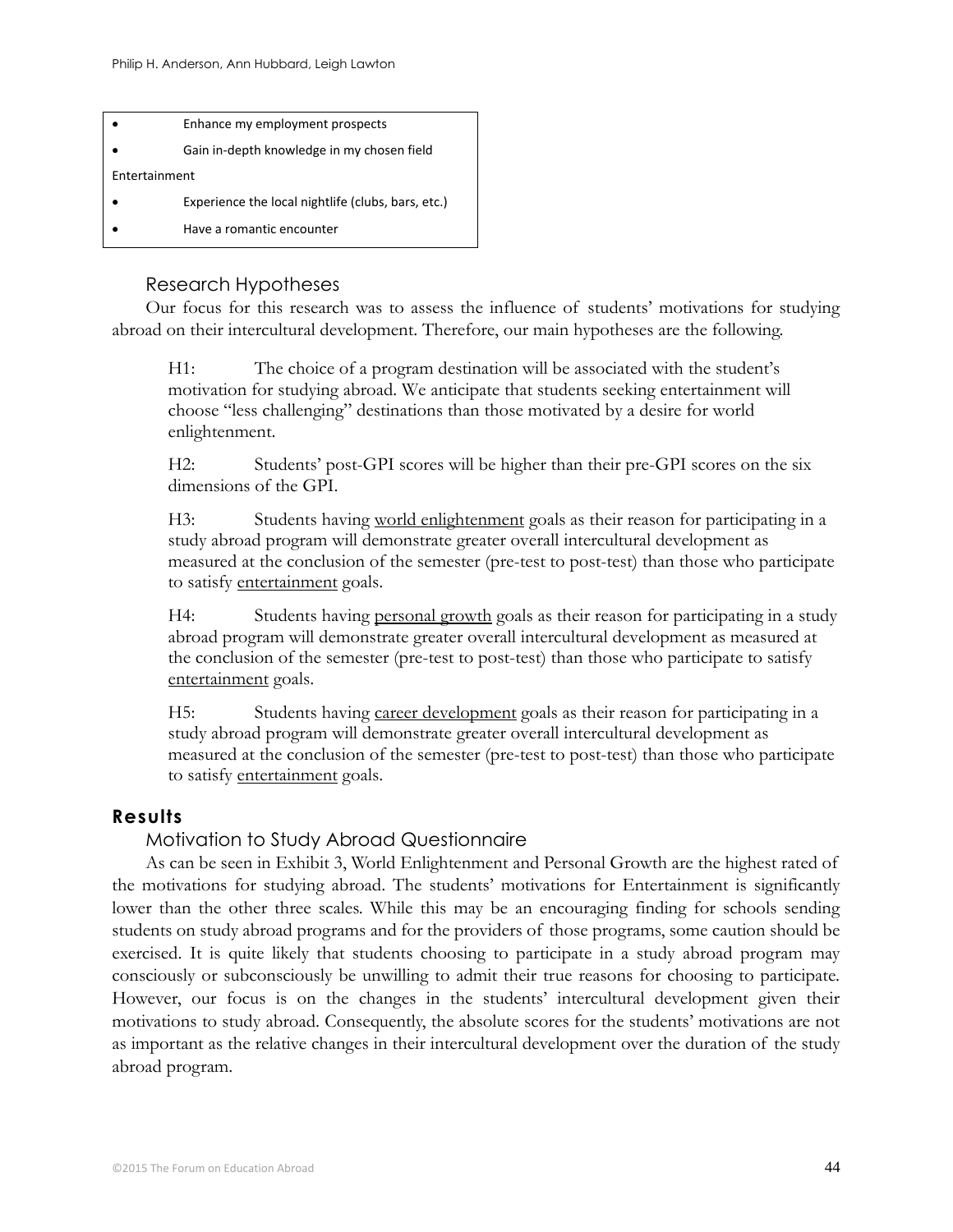- Enhance my employment prospects
- Gain in-depth knowledge in my chosen field

Entertainment

- Experience the local nightlife (clubs, bars, etc.)
- Have a romantic encounter

### Research Hypotheses

Our focus for this research was to assess the influence of students' motivations for studying abroad on their intercultural development. Therefore, our main hypotheses are the following.

> H1: The choice of a program destination will be associated with the student's motivation for studying abroad. We anticipate that students seeking entertainment will choose "less challenging" destinations than those motivated by a desire for world enlightenment.
>
> H2: Students' post-GPI scores will be higher than their pre-GPI scores on the six dimensions of the GPI.
>
> H3: Students having world enlightenment goals as their reason for participating in a study abroad program will demonstrate greater overall intercultural development as measured at the conclusion of the semester (pre-test to post-test) than those who participate to satisfy entertainment goals.
>
> H4: Students having personal growth goals as their reason for participating in a study abroad program will demonstrate greater overall intercultural development as measured at the conclusion of the semester (pre-test to post-test) than those who participate to satisfy entertainment goals.
>
> H5: Students having career development goals as their reason for participating in a study abroad program will demonstrate greater overall intercultural development as measured at the conclusion of the semester (pre-test to post-test) than those who participate to satisfy entertainment goals.

## Results

### Motivation to Study Abroad Questionnaire

As can be seen in Exhibit 3, World Enlightenment and Personal Growth are the highest rated of the motivations for studying abroad. The students' motivations for Entertainment is significantly lower than the other three scales. While this may be an encouraging finding for schools sending students on study abroad programs and for the providers of those programs, some caution should be exercised. It is quite likely that students choosing to participate in a study abroad program may consciously or subconsciously be unwilling to admit their true reasons for choosing to participate. However, our focus is on the changes in the students' intercultural development given their motivations to study abroad. Consequently, the absolute scores for the students' motivations are not as important as the relative changes in their intercultural development over the duration of the study abroad program.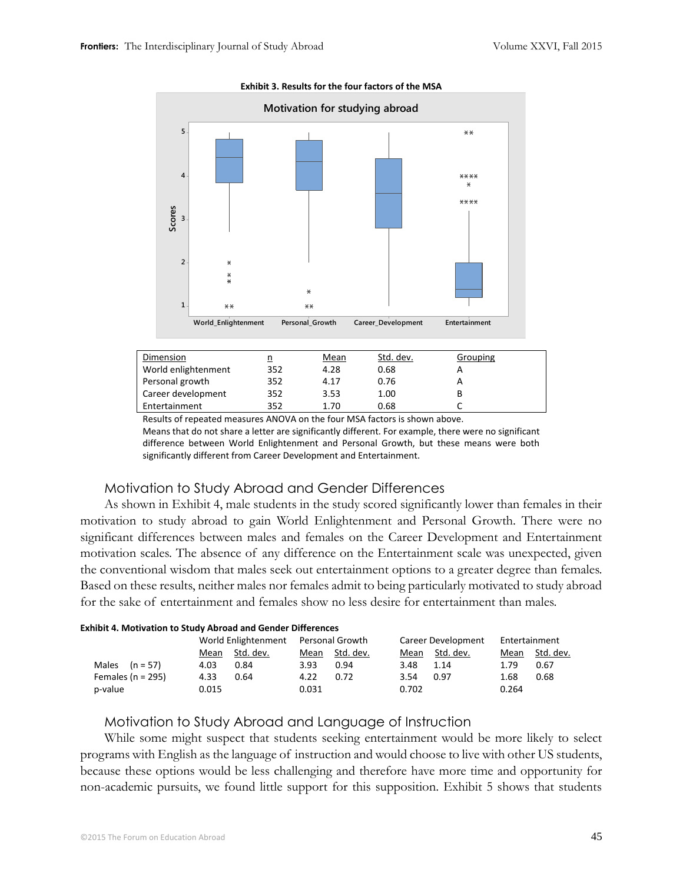**Exhibit 3. Results for the four factors of the MSA**

| Dimension | n | Mean | Std. dev. | Grouping |
|---|---|---|---|---|
| World enlightenment | 352 | 4.28 | 0.68 | A |
| Personal growth | 352 | 4.17 | 0.76 | A |
| Career development | 352 | 3.53 | 1.00 | B |
| Entertainment | 352 | 1.70 | 0.68 | C |

Results of repeated measures ANOVA on the four MSA factors is shown above.
Means that do not share a letter are significantly different. For example, there were no significant difference between World Enlightenment and Personal Growth, but these means were both significantly different from Career Development and Entertainment.

## Motivation to Study Abroad and Gender Differences

As shown in Exhibit 4, male students in the study scored significantly lower than females in their motivation to study abroad to gain World Enlightenment and Personal Growth. There were no significant differences between males and females on the Career Development and Entertainment motivation scales. The absence of any difference on the Entertainment scale was unexpected, given the conventional wisdom that males seek out entertainment options to a greater degree than females. Based on these results, neither males nor females admit to being particularly motivated to study abroad for the sake of entertainment and females show no less desire for entertainment than males.

**Exhibit 4. Motivation to Study Abroad and Gender Differences**

| | World Enlightenment | | Personal Growth | | Career Development | | Entertainment | |
|---|---|---|---|---|---|---|---|---|
| | Mean | Std. dev. | Mean | Std. dev. | Mean | Std. dev. | Mean | Std. dev. |
| Males (n = 57) | 4.03 | 0.84 | 3.93 | 0.94 | 3.48 | 1.14 | 1.79 | 0.67 |
| Females (n = 295) | 4.33 | 0.64 | 4.22 | 0.72 | 3.54 | 0.97 | 1.68 | 0.68 |
| p-value | 0.015 | | 0.031 | | 0.702 | | 0.264 | |

## Motivation to Study Abroad and Language of Instruction

While some might suspect that students seeking entertainment would be more likely to select programs with English as the language of instruction and would choose to live with other US students, because these options would be less challenging and therefore have more time and opportunity for non-academic pursuits, we found little support for this supposition. Exhibit 5 shows that students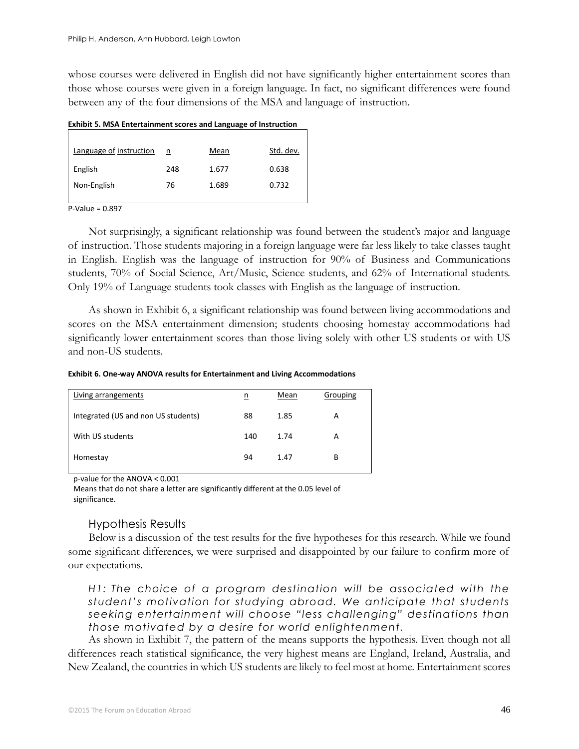whose courses were delivered in English did not have significantly higher entertainment scores than those whose courses were given in a foreign language. In fact, no significant differences were found between any of the four dimensions of the MSA and language of instruction.

**Exhibit 5. MSA Entertainment scores and Language of Instruction**

| Language of instruction | n | Mean | Std. dev. |
|---|---|---|---|
| English | 248 | 1.677 | 0.638 |
| Non-English | 76 | 1.689 | 0.732 |

P-Value = 0.897

Not surprisingly, a significant relationship was found between the student's major and language of instruction. Those students majoring in a foreign language were far less likely to take classes taught in English. English was the language of instruction for 90% of Business and Communications students, 70% of Social Science, Art/Music, Science students, and 62% of International students. Only 19% of Language students took classes with English as the language of instruction.

As shown in Exhibit 6, a significant relationship was found between living accommodations and scores on the MSA entertainment dimension; students choosing homestay accommodations had significantly lower entertainment scores than those living solely with other US students or with US and non-US students.

**Exhibit 6. One-way ANOVA results for Entertainment and Living Accommodations**

| Living arrangements | n | Mean | Grouping |
|---|---|---|---|
| Integrated (US and non US students) | 88 | 1.85 | A |
| With US students | 140 | 1.74 | A |
| Homestay | 94 | 1.47 | B |

p-value for the ANOVA < 0.001
Means that do not share a letter are significantly different at the 0.05 level of significance.

## Hypothesis Results

Below is a discussion of the test results for the five hypotheses for this research. While we found some significant differences, we were surprised and disappointed by our failure to confirm more of our expectations.

*H1: The choice of a program destination will be associated with the student's motivation for studying abroad. We anticipate that students seeking entertainment will choose "less challenging" destinations than those motivated by a desire for world enlightenment.*

As shown in Exhibit 7, the pattern of the means supports the hypothesis. Even though not all differences reach statistical significance, the very highest means are England, Ireland, Australia, and New Zealand, the countries in which US students are likely to feel most at home. Entertainment scores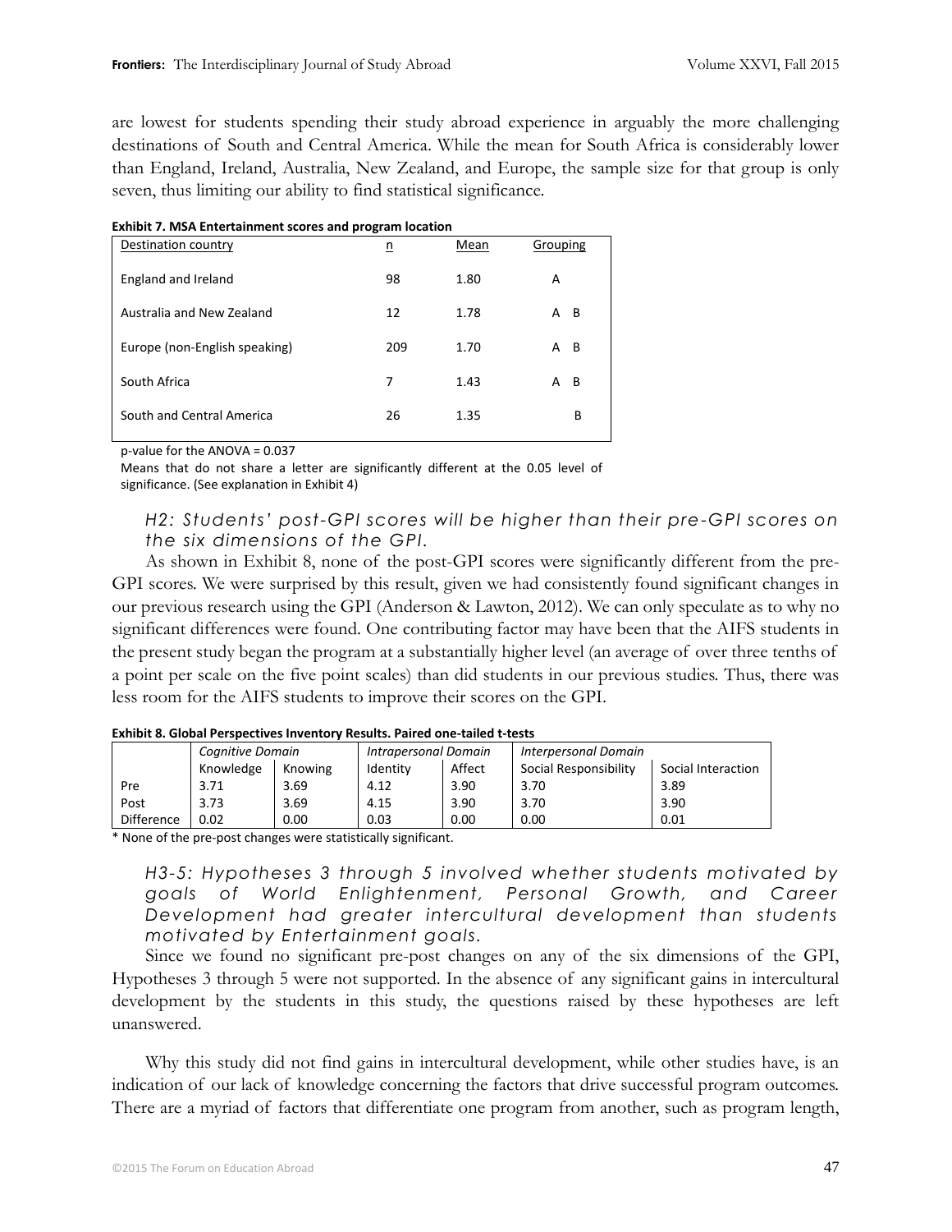are lowest for students spending their study abroad experience in arguably the more challenging destinations of South and Central America. While the mean for South Africa is considerably lower than England, Ireland, Australia, New Zealand, and Europe, the sample size for that group is only seven, thus limiting our ability to find statistical significance.

**Exhibit 7. MSA Entertainment scores and program location**

| Destination country | n | Mean | Grouping |
|---|---|---|---|
| England and Ireland | 98 | 1.80 | A |
| Australia and New Zealand | 12 | 1.78 | A B |
| Europe (non-English speaking) | 209 | 1.70 | A B |
| South Africa | 7 | 1.43 | A B |
| South and Central America | 26 | 1.35 | B |

p-value for the ANOVA = 0.037

Means that do not share a letter are significantly different at the 0.05 level of significance. (See explanation in Exhibit 4)

*H2: Students' post-GPI scores will be higher than their pre-GPI scores on the six dimensions of the GPI.*

As shown in Exhibit 8, none of the post-GPI scores were significantly different from the pre-GPI scores. We were surprised by this result, given we had consistently found significant changes in our previous research using the GPI (Anderson & Lawton, 2012). We can only speculate as to why no significant differences were found. One contributing factor may have been that the AIFS students in the present study began the program at a substantially higher level (an average of over three tenths of a point per scale on the five point scales) than did students in our previous studies. Thus, there was less room for the AIFS students to improve their scores on the GPI.

**Exhibit 8. Global Perspectives Inventory Results. Paired one-tailed t-tests**

| | *Cognitive Domain* | | *Intrapersonal Domain* | | *Interpersonal Domain* | |
|---|---|---|---|---|---|---|
| | Knowledge | Knowing | Identity | Affect | Social Responsibility | Social Interaction |
| Pre | 3.71 | 3.69 | 4.12 | 3.90 | 3.70 | 3.89 |
| Post | 3.73 | 3.69 | 4.15 | 3.90 | 3.70 | 3.90 |
| Difference | 0.02 | 0.00 | 0.03 | 0.00 | 0.00 | 0.01 |

\* None of the pre-post changes were statistically significant.

*H3-5: Hypotheses 3 through 5 involved whether students motivated by goals of World Enlightenment, Personal Growth, and Career Development had greater intercultural development than students motivated by Entertainment goals.*

Since we found no significant pre-post changes on any of the six dimensions of the GPI, Hypotheses 3 through 5 were not supported. In the absence of any significant gains in intercultural development by the students in this study, the questions raised by these hypotheses are left unanswered.

Why this study did not find gains in intercultural development, while other studies have, is an indication of our lack of knowledge concerning the factors that drive successful program outcomes. There are a myriad of factors that differentiate one program from another, such as program length,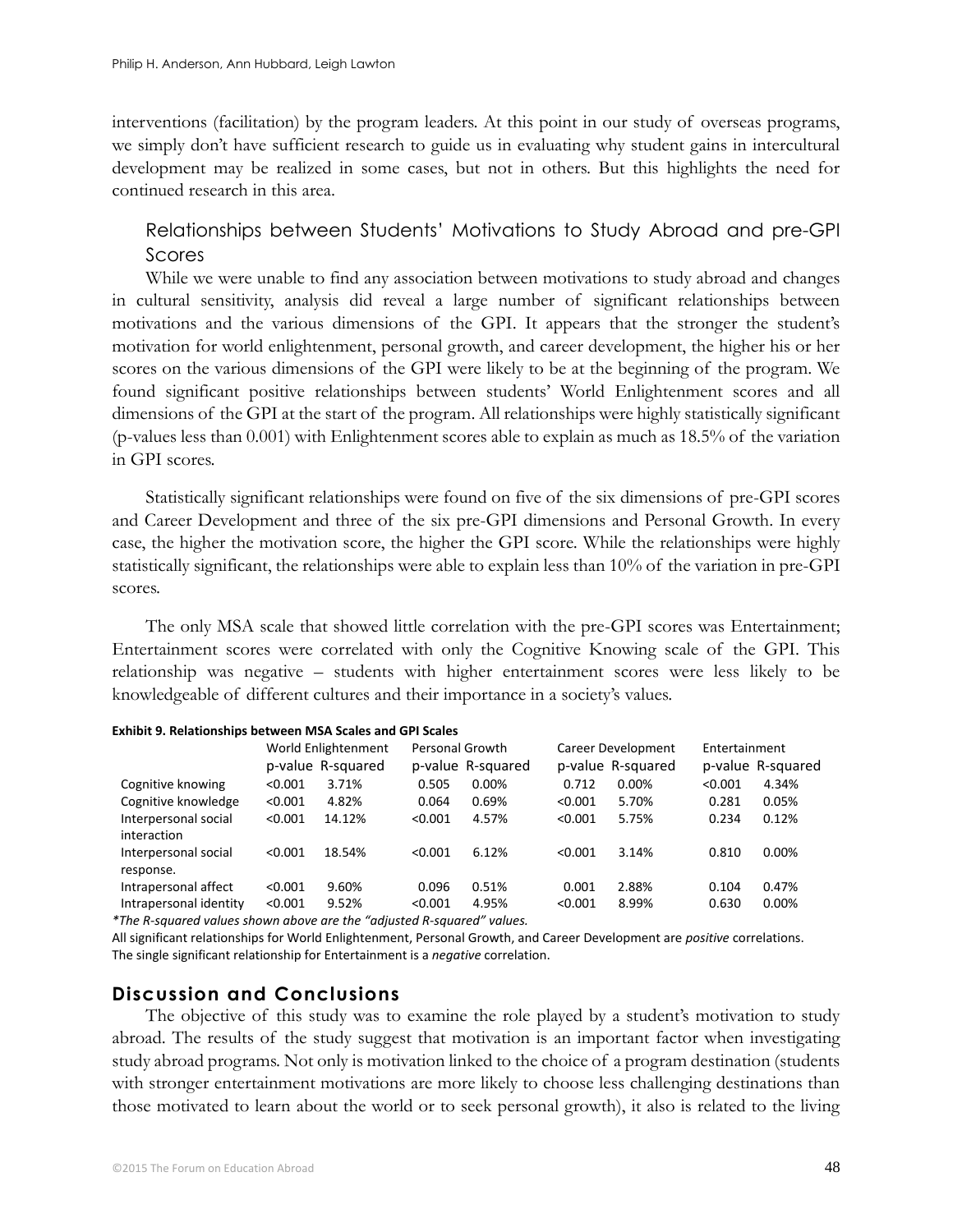interventions (facilitation) by the program leaders. At this point in our study of overseas programs, we simply don't have sufficient research to guide us in evaluating why student gains in intercultural development may be realized in some cases, but not in others. But this highlights the need for continued research in this area.

### Relationships between Students' Motivations to Study Abroad and pre-GPI Scores

While we were unable to find any association between motivations to study abroad and changes in cultural sensitivity, analysis did reveal a large number of significant relationships between motivations and the various dimensions of the GPI. It appears that the stronger the student's motivation for world enlightenment, personal growth, and career development, the higher his or her scores on the various dimensions of the GPI were likely to be at the beginning of the program. We found significant positive relationships between students' World Enlightenment scores and all dimensions of the GPI at the start of the program. All relationships were highly statistically significant (p-values less than 0.001) with Enlightenment scores able to explain as much as 18.5% of the variation in GPI scores.

Statistically significant relationships were found on five of the six dimensions of pre-GPI scores and Career Development and three of the six pre-GPI dimensions and Personal Growth. In every case, the higher the motivation score, the higher the GPI score. While the relationships were highly statistically significant, the relationships were able to explain less than 10% of the variation in pre-GPI scores.

The only MSA scale that showed little correlation with the pre-GPI scores was Entertainment; Entertainment scores were correlated with only the Cognitive Knowing scale of the GPI. This relationship was negative – students with higher entertainment scores were less likely to be knowledgeable of different cultures and their importance in a society's values.

**Exhibit 9. Relationships between MSA Scales and GPI Scales**

| | World Enlightenment | | Personal Growth | | Career Development | | Entertainment | |
|---|---|---|---|---|---|---|---|---|
| | p-value | R-squared | p-value | R-squared | p-value | R-squared | p-value | R-squared |
| Cognitive knowing | <0.001 | 3.71% | 0.505 | 0.00% | 0.712 | 0.00% | <0.001 | 4.34% |
| Cognitive knowledge | <0.001 | 4.82% | 0.064 | 0.69% | <0.001 | 5.70% | 0.281 | 0.05% |
| Interpersonal social interaction | <0.001 | 14.12% | <0.001 | 4.57% | <0.001 | 5.75% | 0.234 | 0.12% |
| Interpersonal social response. | <0.001 | 18.54% | <0.001 | 6.12% | <0.001 | 3.14% | 0.810 | 0.00% |
| Intrapersonal affect | <0.001 | 9.60% | 0.096 | 0.51% | 0.001 | 2.88% | 0.104 | 0.47% |
| Intrapersonal identity | <0.001 | 9.52% | <0.001 | 4.95% | <0.001 | 8.99% | 0.630 | 0.00% |

*\*The R-squared values shown above are the "adjusted R-squared" values.*

All significant relationships for World Enlightenment, Personal Growth, and Career Development are *positive* correlations.
The single significant relationship for Entertainment is a *negative* correlation.

## Discussion and Conclusions

The objective of this study was to examine the role played by a student's motivation to study abroad. The results of the study suggest that motivation is an important factor when investigating study abroad programs. Not only is motivation linked to the choice of a program destination (students with stronger entertainment motivations are more likely to choose less challenging destinations than those motivated to learn about the world or to seek personal growth), it also is related to the living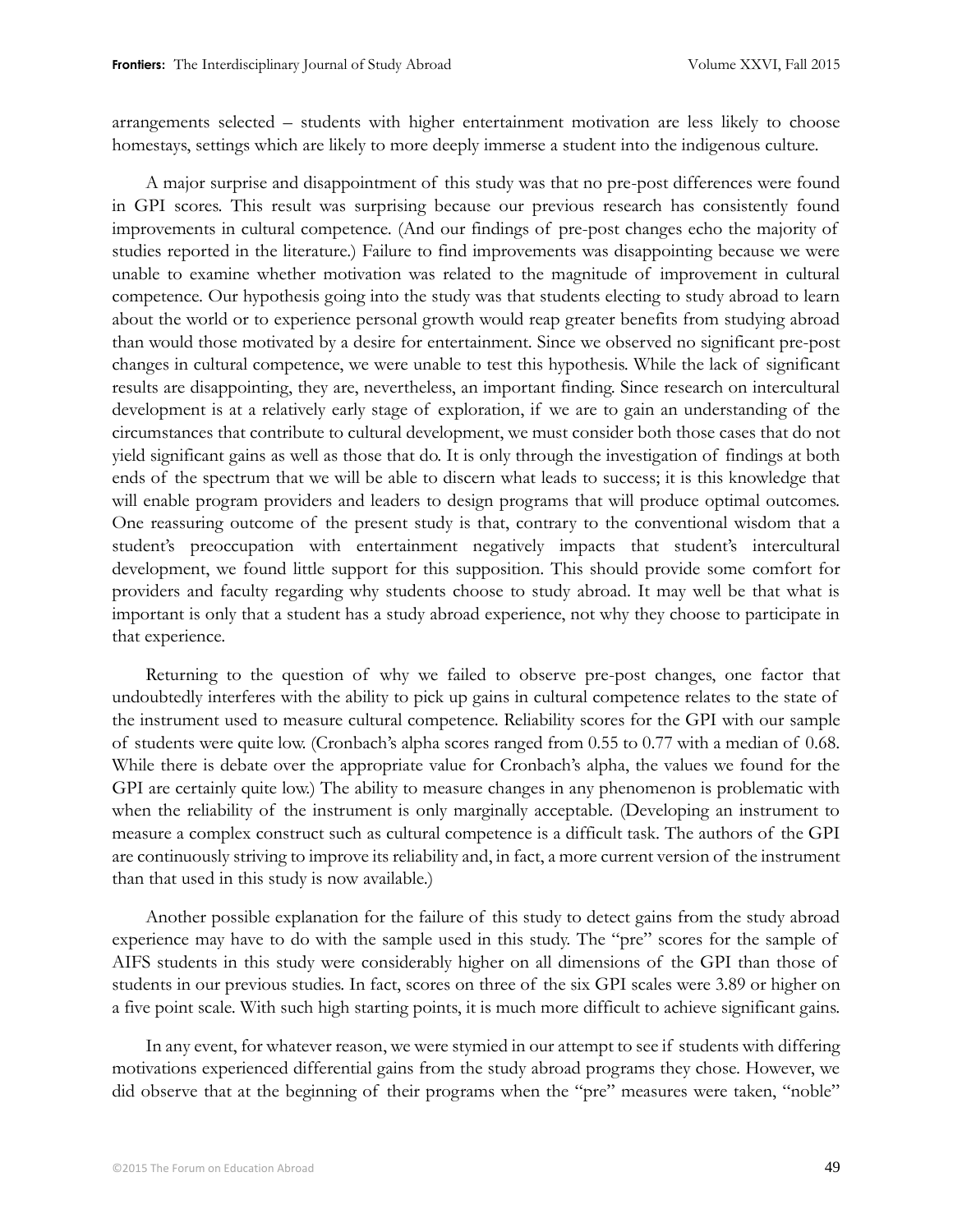arrangements selected – students with higher entertainment motivation are less likely to choose homestays, settings which are likely to more deeply immerse a student into the indigenous culture.

A major surprise and disappointment of this study was that no pre-post differences were found in GPI scores. This result was surprising because our previous research has consistently found improvements in cultural competence. (And our findings of pre-post changes echo the majority of studies reported in the literature.) Failure to find improvements was disappointing because we were unable to examine whether motivation was related to the magnitude of improvement in cultural competence. Our hypothesis going into the study was that students electing to study abroad to learn about the world or to experience personal growth would reap greater benefits from studying abroad than would those motivated by a desire for entertainment. Since we observed no significant pre-post changes in cultural competence, we were unable to test this hypothesis. While the lack of significant results are disappointing, they are, nevertheless, an important finding. Since research on intercultural development is at a relatively early stage of exploration, if we are to gain an understanding of the circumstances that contribute to cultural development, we must consider both those cases that do not yield significant gains as well as those that do. It is only through the investigation of findings at both ends of the spectrum that we will be able to discern what leads to success; it is this knowledge that will enable program providers and leaders to design programs that will produce optimal outcomes. One reassuring outcome of the present study is that, contrary to the conventional wisdom that a student's preoccupation with entertainment negatively impacts that student's intercultural development, we found little support for this supposition. This should provide some comfort for providers and faculty regarding why students choose to study abroad. It may well be that what is important is only that a student has a study abroad experience, not why they choose to participate in that experience.

Returning to the question of why we failed to observe pre-post changes, one factor that undoubtedly interferes with the ability to pick up gains in cultural competence relates to the state of the instrument used to measure cultural competence. Reliability scores for the GPI with our sample of students were quite low. (Cronbach's alpha scores ranged from 0.55 to 0.77 with a median of 0.68. While there is debate over the appropriate value for Cronbach's alpha, the values we found for the GPI are certainly quite low.) The ability to measure changes in any phenomenon is problematic with when the reliability of the instrument is only marginally acceptable. (Developing an instrument to measure a complex construct such as cultural competence is a difficult task. The authors of the GPI are continuously striving to improve its reliability and, in fact, a more current version of the instrument than that used in this study is now available.)

Another possible explanation for the failure of this study to detect gains from the study abroad experience may have to do with the sample used in this study. The "pre" scores for the sample of AIFS students in this study were considerably higher on all dimensions of the GPI than those of students in our previous studies. In fact, scores on three of the six GPI scales were 3.89 or higher on a five point scale. With such high starting points, it is much more difficult to achieve significant gains.

In any event, for whatever reason, we were stymied in our attempt to see if students with differing motivations experienced differential gains from the study abroad programs they chose. However, we did observe that at the beginning of their programs when the "pre" measures were taken, "noble"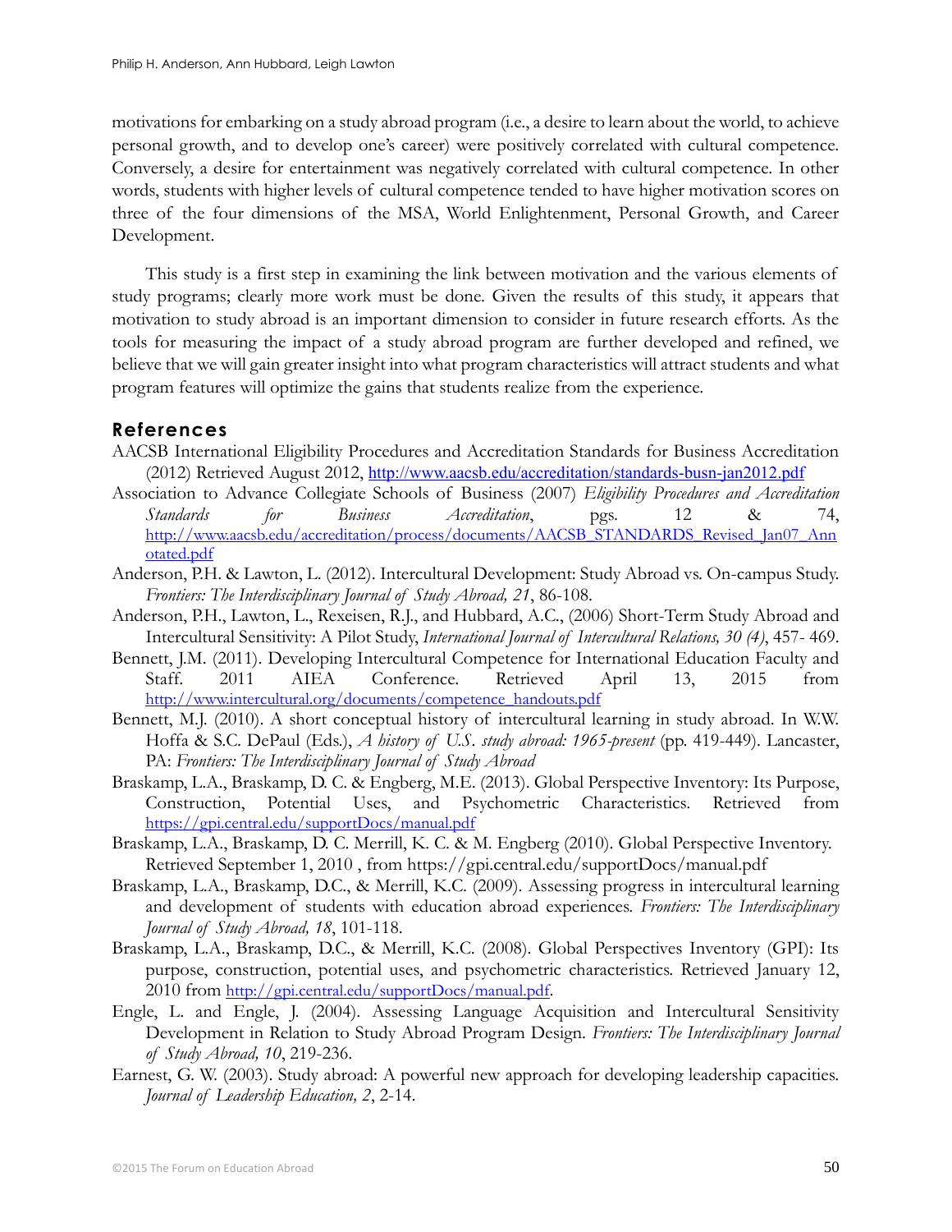motivations for embarking on a study abroad program (i.e., a desire to learn about the world, to achieve personal growth, and to develop one's career) were positively correlated with cultural competence. Conversely, a desire for entertainment was negatively correlated with cultural competence. In other words, students with higher levels of cultural competence tended to have higher motivation scores on three of the four dimensions of the MSA, World Enlightenment, Personal Growth, and Career Development.

This study is a first step in examining the link between motivation and the various elements of study programs; clearly more work must be done. Given the results of this study, it appears that motivation to study abroad is an important dimension to consider in future research efforts. As the tools for measuring the impact of a study abroad program are further developed and refined, we believe that we will gain greater insight into what program characteristics will attract students and what program features will optimize the gains that students realize from the experience.

## References

AACSB International Eligibility Procedures and Accreditation Standards for Business Accreditation (2012) Retrieved August 2012, http://www.aacsb.edu/accreditation/standards-busn-jan2012.pdf

Association to Advance Collegiate Schools of Business (2007) *Eligibility Procedures and Accreditation Standards for Business Accreditation*, pgs. 12 & 74, http://www.aacsb.edu/accreditation/process/documents/AACSB_STANDARDS_Revised_Jan07_Annotated.pdf

Anderson, P.H. & Lawton, L. (2012). Intercultural Development: Study Abroad vs. On-campus Study. *Frontiers: The Interdisciplinary Journal of Study Abroad, 21*, 86-108.

Anderson, P.H., Lawton, L., Rexeisen, R.J., and Hubbard, A.C., (2006) Short-Term Study Abroad and Intercultural Sensitivity: A Pilot Study, *International Journal of Intercultural Relations, 30 (4)*, 457- 469.

Bennett, J.M. (2011). Developing Intercultural Competence for International Education Faculty and Staff. 2011 AIEA Conference. Retrieved April 13, 2015 from http://www.intercultural.org/documents/competence_handouts.pdf

Bennett, M.J. (2010). A short conceptual history of intercultural learning in study abroad. In W.W. Hoffa & S.C. DePaul (Eds.), *A history of U.S. study abroad: 1965-present* (pp. 419-449). Lancaster, PA: *Frontiers: The Interdisciplinary Journal of Study Abroad*

Braskamp, L.A., Braskamp, D. C. & Engberg, M.E. (2013). Global Perspective Inventory: Its Purpose, Construction, Potential Uses, and Psychometric Characteristics. Retrieved from https://gpi.central.edu/supportDocs/manual.pdf

Braskamp, L.A., Braskamp, D. C. Merrill, K. C. & M. Engberg (2010). Global Perspective Inventory. Retrieved September 1, 2010 , from https://gpi.central.edu/supportDocs/manual.pdf

Braskamp, L.A., Braskamp, D.C., & Merrill, K.C. (2009). Assessing progress in intercultural learning and development of students with education abroad experiences. *Frontiers: The Interdisciplinary Journal of Study Abroad, 18*, 101-118.

Braskamp, L.A., Braskamp, D.C., & Merrill, K.C. (2008). Global Perspectives Inventory (GPI): Its purpose, construction, potential uses, and psychometric characteristics. Retrieved January 12, 2010 from http://gpi.central.edu/supportDocs/manual.pdf.

Engle, L. and Engle, J. (2004). Assessing Language Acquisition and Intercultural Sensitivity Development in Relation to Study Abroad Program Design. *Frontiers: The Interdisciplinary Journal of Study Abroad, 10*, 219-236.

Earnest, G. W. (2003). Study abroad: A powerful new approach for developing leadership capacities. *Journal of Leadership Education, 2*, 2-14.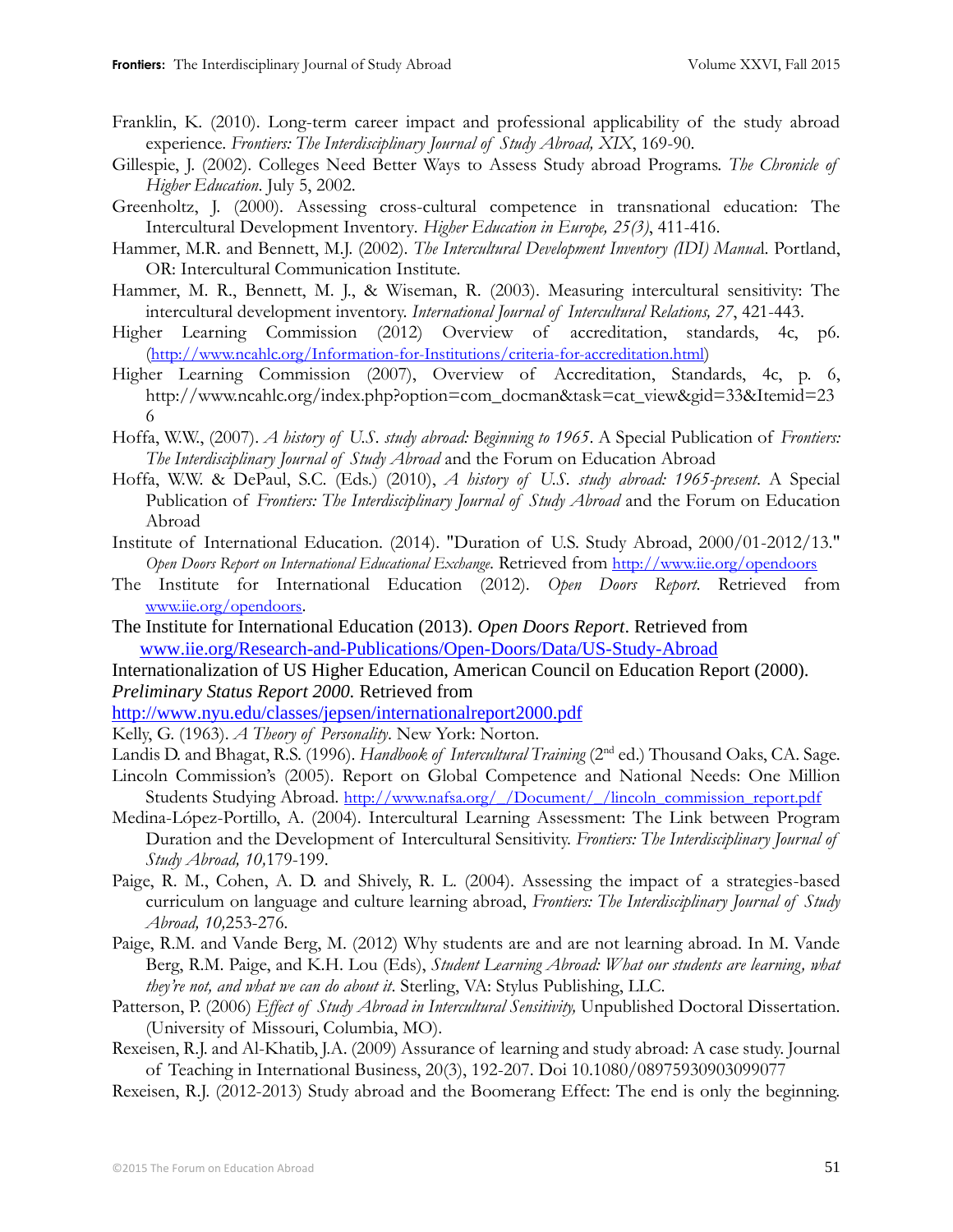Franklin, K. (2010). Long-term career impact and professional applicability of the study abroad experience. *Frontiers: The Interdisciplinary Journal of Study Abroad, XIX*, 169-90.

Gillespie, J. (2002). Colleges Need Better Ways to Assess Study abroad Programs. *The Chronicle of Higher Education*. July 5, 2002.

Greenholtz, J. (2000). Assessing cross-cultural competence in transnational education: The Intercultural Development Inventory. *Higher Education in Europe, 25(3)*, 411-416.

Hammer, M.R. and Bennett, M.J. (2002). *The Intercultural Development Inventory (IDI) Manua*l. Portland, OR: Intercultural Communication Institute.

Hammer, M. R., Bennett, M. J., & Wiseman, R. (2003). Measuring intercultural sensitivity: The intercultural development inventory. *International Journal of Intercultural Relations, 27*, 421-443.

Higher Learning Commission (2012) Overview of accreditation, standards, 4c, p6. (http://www.ncahlc.org/Information-for-Institutions/criteria-for-accreditation.html)

Higher Learning Commission (2007), Overview of Accreditation, Standards, 4c, p. 6, http://www.ncahlc.org/index.php?option=com_docman&task=cat_view&gid=33&Itemid=236

Hoffa, W.W., (2007). *A history of U.S. study abroad: Beginning to 1965*. A Special Publication of *Frontiers: The Interdisciplinary Journal of Study Abroad* and the Forum on Education Abroad

Hoffa, W.W. & DePaul, S.C. (Eds.) (2010), *A history of U.S. study abroad: 1965-present*. A Special Publication of *Frontiers: The Interdisciplinary Journal of Study Abroad* and the Forum on Education Abroad

Institute of International Education. (2014). "Duration of U.S. Study Abroad, 2000/01-2012/13." *Open Doors Report on International Educational Exchange*. Retrieved from http://www.iie.org/opendoors

The Institute for International Education (2012). *Open Doors Report*. Retrieved from www.iie.org/opendoors.

The Institute for International Education (2013). *Open Doors Report*. Retrieved from www.iie.org/Research-and-Publications/Open-Doors/Data/US-Study-Abroad

Internationalization of US Higher Education, American Council on Education Report (2000). *Preliminary Status Report 2000*. Retrieved from http://www.nyu.edu/classes/jepsen/internationalreport2000.pdf

Kelly, G. (1963). *A Theory of Personality*. New York: Norton.

Landis D. and Bhagat, R.S. (1996). *Handbook of Intercultural Training* (2nd ed.) Thousand Oaks, CA. Sage.

Lincoln Commission's (2005). Report on Global Competence and National Needs: One Million Students Studying Abroad. http://www.nafsa.org/_/Document/_/lincoln_commission_report.pdf

Medina-López-Portillo, A. (2004). Intercultural Learning Assessment: The Link between Program Duration and the Development of Intercultural Sensitivity. *Frontiers: The Interdisciplinary Journal of Study Abroad, 10,*179-199.

Paige, R. M., Cohen, A. D. and Shively, R. L. (2004). Assessing the impact of a strategies-based curriculum on language and culture learning abroad, *Frontiers: The Interdisciplinary Journal of Study Abroad, 10,*253-276.

Paige, R.M. and Vande Berg, M. (2012) Why students are and are not learning abroad. In M. Vande Berg, R.M. Paige, and K.H. Lou (Eds), *Student Learning Abroad: What our students are learning, what they're not, and what we can do about it*. Sterling, VA: Stylus Publishing, LLC.

Patterson, P. (2006) *Effect of Study Abroad in Intercultural Sensitivity,* Unpublished Doctoral Dissertation. (University of Missouri, Columbia, MO).

Rexeisen, R.J. and Al-Khatib, J.A. (2009) Assurance of learning and study abroad: A case study. Journal of Teaching in International Business, 20(3), 192-207. Doi 10.1080/08975930903099077

Rexeisen, R.J. (2012-2013) Study abroad and the Boomerang Effect: The end is only the beginning.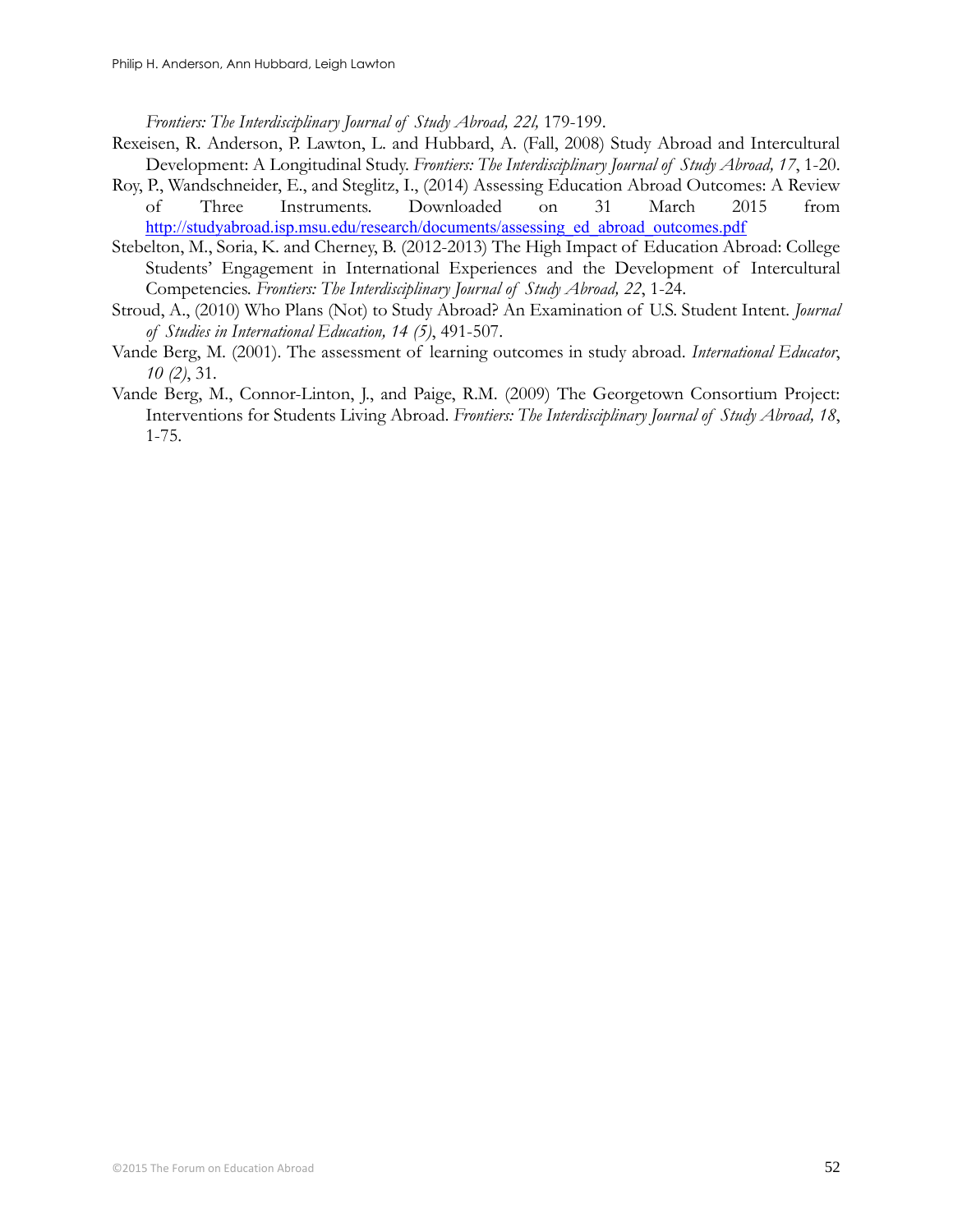*Frontiers: The Interdisciplinary Journal of Study Abroad, 22l,* 179-199.

Rexeisen, R. Anderson, P. Lawton, L. and Hubbard, A. (Fall, 2008) Study Abroad and Intercultural Development: A Longitudinal Study. *Frontiers: The Interdisciplinary Journal of Study Abroad, 17*, 1-20.

Roy, P., Wandschneider, E., and Steglitz, I., (2014) Assessing Education Abroad Outcomes: A Review of Three Instruments. Downloaded on 31 March 2015 from http://studyabroad.isp.msu.edu/research/documents/assessing_ed_abroad_outcomes.pdf

Stebelton, M., Soria, K. and Cherney, B. (2012-2013) The High Impact of Education Abroad: College Students' Engagement in International Experiences and the Development of Intercultural Competencies. *Frontiers: The Interdisciplinary Journal of Study Abroad, 22*, 1-24.

Stroud, A., (2010) Who Plans (Not) to Study Abroad? An Examination of U.S. Student Intent. *Journal of Studies in International Education, 14 (5)*, 491-507.

Vande Berg, M. (2001). The assessment of learning outcomes in study abroad. *International Educator, 10 (2)*, 31.

Vande Berg, M., Connor-Linton, J., and Paige, R.M. (2009) The Georgetown Consortium Project: Interventions for Students Living Abroad. *Frontiers: The Interdisciplinary Journal of Study Abroad, 18*, 1-75.